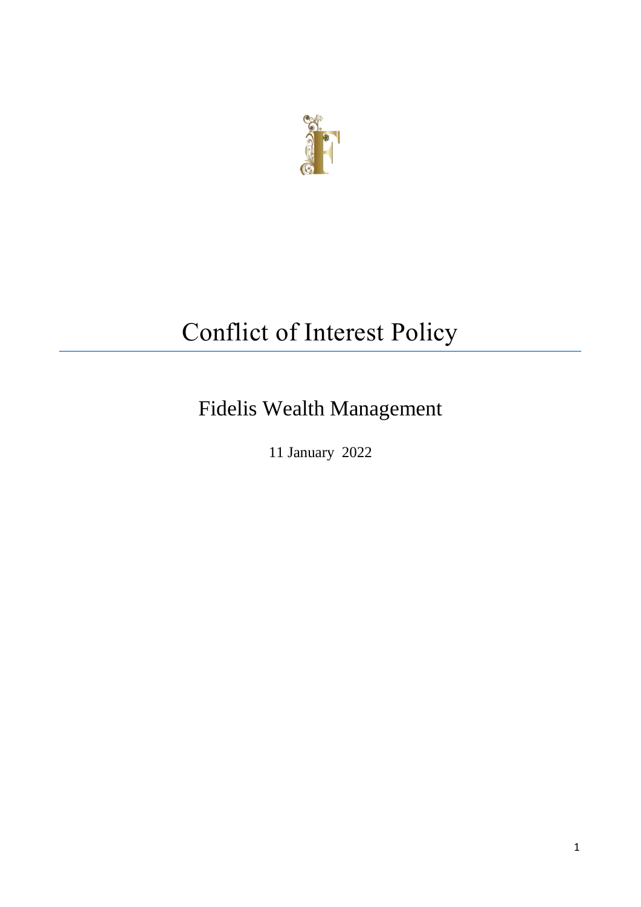# Conflict of Interest Policy

## Fidelis Wealth Management

11 January 2022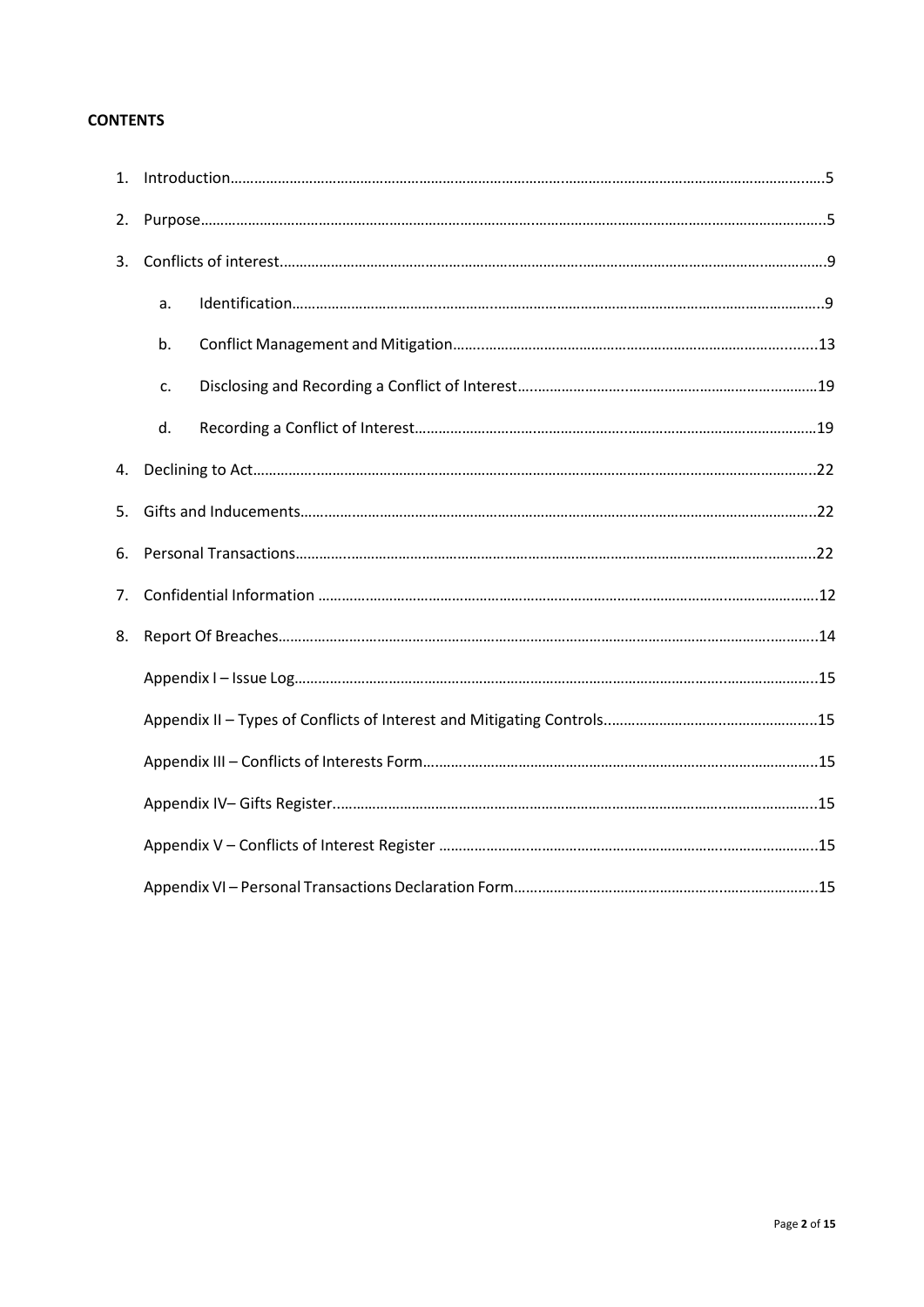**CONTENTS**

1. Introduction……………………………………………………………………………………………………………………………….5
2. Purpose……………………………………………………………………………………………………………………………………….5
3. Conflicts of interest…………………………………………………………………………………………………………………….9
   a. Identification………………………………………………………………………………………………………………….9
   b. Conflict Management and Mitigation………………………………………………………………………………13
   c. Disclosing and Recording a Conflict of Interest…………………………………………………………………19
   d. Recording a Conflict of Interest………………………………………………………………………………………19
4. Declining to Act…………………………………………………………………………………………………………………………22
5. Gifts and Inducements………………………………………………………………………………………………………………22
6. Personal Transactions………………………………………………………………………………………………………………..22
7. Confidential Information ……………………………………………………………………………………………………………12
8. Report Of Breaches……………………………………………………………………………………………………………………14

Appendix I – Issue Log……………………………………………………………………………………………………………………15

Appendix II – Types of Conflicts of Interest and Mitigating Controls……………………………………………………15

Appendix III – Conflicts of Interests Form…………………………………………………………………………………………15

Appendix IV– Gifts Register.…………………………………………………………………………………………………………..15

Appendix V – Conflicts of Interest Register ……………………………………………………………………………………..15

Appendix VI – Personal Transactions Declaration Form…………………………………………………………………….15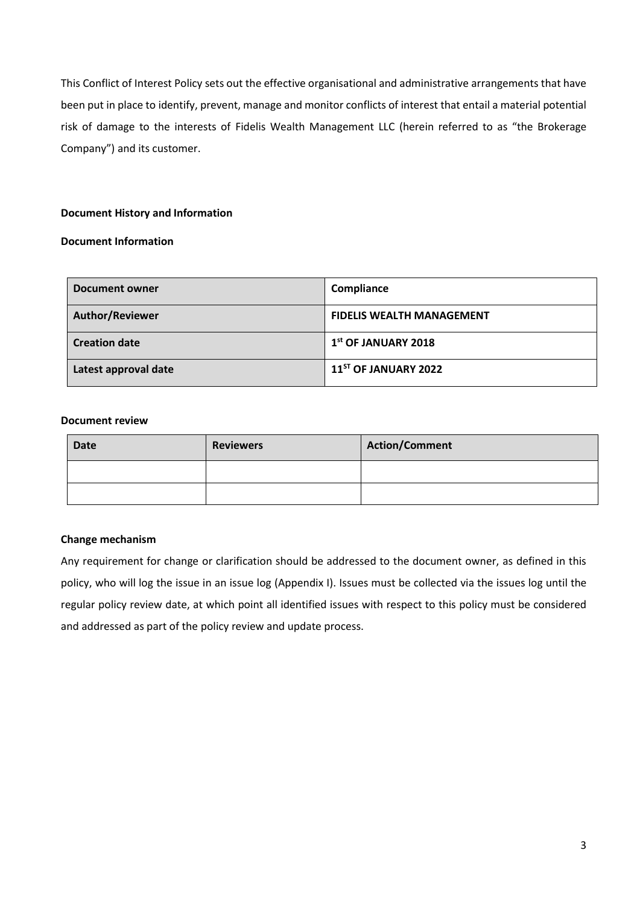This Conflict of Interest Policy sets out the effective organisational and administrative arrangements that have been put in place to identify, prevent, manage and monitor conflicts of interest that entail a material potential risk of damage to the interests of Fidelis Wealth Management LLC (herein referred to as "the Brokerage Company") and its customer.

**Document History and Information**

**Document Information**

| Document owner | Compliance |
|---|---|
| Author/Reviewer | FIDELIS WEALTH MANAGEMENT |
| Creation date | 1st OF JANUARY 2018 |
| Latest approval date | 11ST OF JANUARY 2022 |

**Document review**

| Date | Reviewers | Action/Comment |
|---|---|---|
| | | |
| | | |

**Change mechanism**

Any requirement for change or clarification should be addressed to the document owner, as defined in this policy, who will log the issue in an issue log (Appendix I). Issues must be collected via the issues log until the regular policy review date, at which point all identified issues with respect to this policy must be considered and addressed as part of the policy review and update process.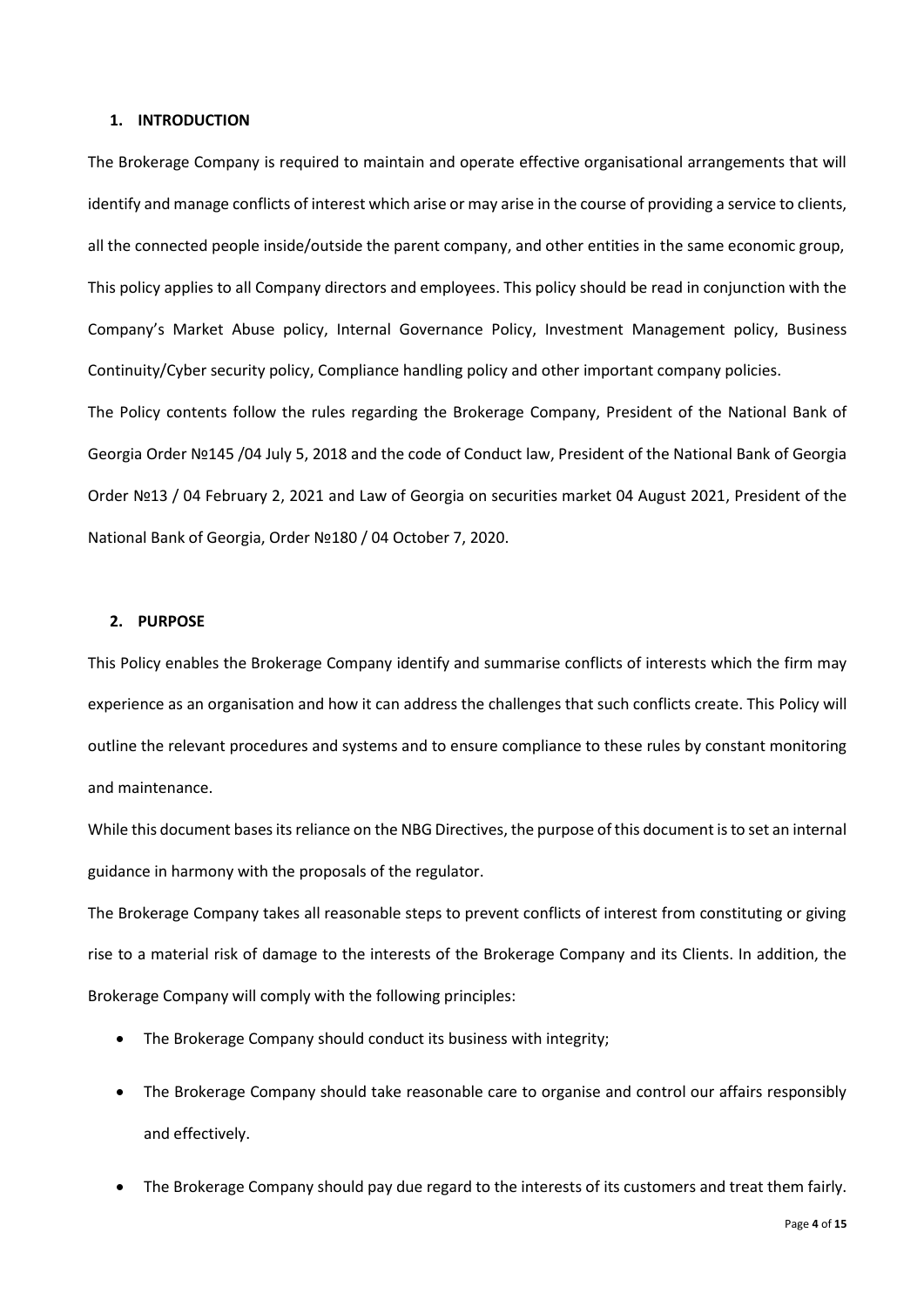## 1. INTRODUCTION

The Brokerage Company is required to maintain and operate effective organisational arrangements that will identify and manage conflicts of interest which arise or may arise in the course of providing a service to clients, all the connected people inside/outside the parent company, and other entities in the same economic group, This policy applies to all Company directors and employees. This policy should be read in conjunction with the Company's Market Abuse policy, Internal Governance Policy, Investment Management policy, Business Continuity/Cyber security policy, Compliance handling policy and other important company policies.

The Policy contents follow the rules regarding the Brokerage Company, President of the National Bank of Georgia Order №145 /04 July 5, 2018 and the code of Conduct law, President of the National Bank of Georgia Order №13 / 04 February 2, 2021 and Law of Georgia on securities market 04 August 2021, President of the National Bank of Georgia, Order №180 / 04 October 7, 2020.

## 2. PURPOSE

This Policy enables the Brokerage Company identify and summarise conflicts of interests which the firm may experience as an organisation and how it can address the challenges that such conflicts create. This Policy will outline the relevant procedures and systems and to ensure compliance to these rules by constant monitoring and maintenance.

While this document bases its reliance on the NBG Directives, the purpose of this document is to set an internal guidance in harmony with the proposals of the regulator.

The Brokerage Company takes all reasonable steps to prevent conflicts of interest from constituting or giving rise to a material risk of damage to the interests of the Brokerage Company and its Clients. In addition, the Brokerage Company will comply with the following principles:

- The Brokerage Company should conduct its business with integrity;
- The Brokerage Company should take reasonable care to organise and control our affairs responsibly and effectively.
- The Brokerage Company should pay due regard to the interests of its customers and treat them fairly.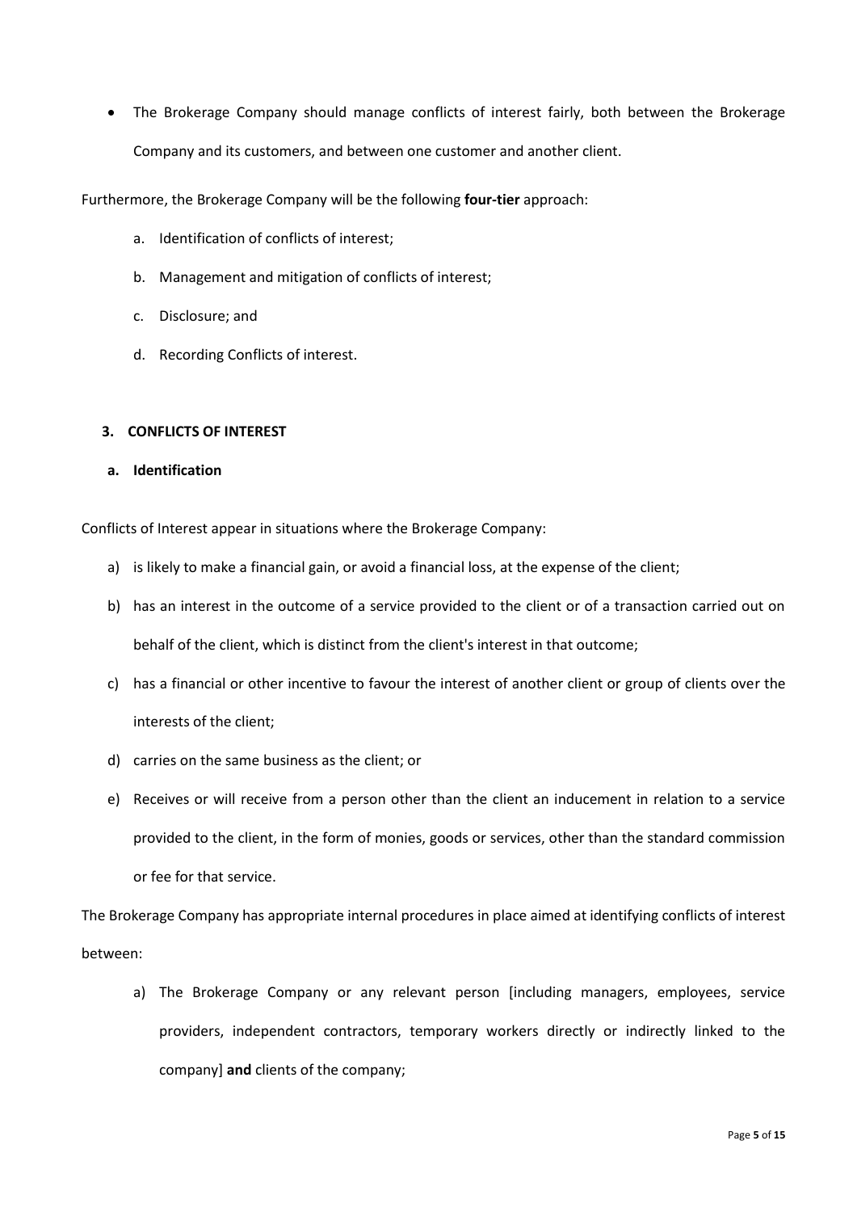- The Brokerage Company should manage conflicts of interest fairly, both between the Brokerage Company and its customers, and between one customer and another client.

Furthermore, the Brokerage Company will be the following **four-tier** approach:

a. Identification of conflicts of interest;

b. Management and mitigation of conflicts of interest;

c. Disclosure; and

d. Recording Conflicts of interest.

## 3. CONFLICTS OF INTEREST

### a. Identification

Conflicts of Interest appear in situations where the Brokerage Company:

a) is likely to make a financial gain, or avoid a financial loss, at the expense of the client;

b) has an interest in the outcome of a service provided to the client or of a transaction carried out on behalf of the client, which is distinct from the client's interest in that outcome;

c) has a financial or other incentive to favour the interest of another client or group of clients over the interests of the client;

d) carries on the same business as the client; or

e) Receives or will receive from a person other than the client an inducement in relation to a service provided to the client, in the form of monies, goods or services, other than the standard commission or fee for that service.

The Brokerage Company has appropriate internal procedures in place aimed at identifying conflicts of interest between:

a) The Brokerage Company or any relevant person [including managers, employees, service providers, independent contractors, temporary workers directly or indirectly linked to the company] **and** clients of the company;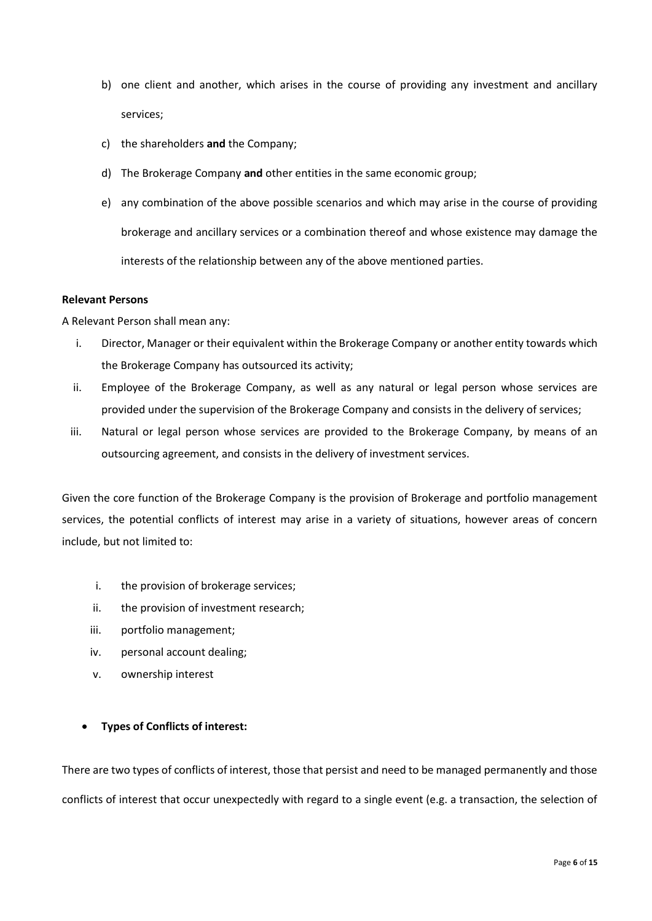b) one client and another, which arises in the course of providing any investment and ancillary services;

c) the shareholders **and** the Company;

d) The Brokerage Company **and** other entities in the same economic group;

e) any combination of the above possible scenarios and which may arise in the course of providing brokerage and ancillary services or a combination thereof and whose existence may damage the interests of the relationship between any of the above mentioned parties.

**Relevant Persons**

A Relevant Person shall mean any:

i. Director, Manager or their equivalent within the Brokerage Company or another entity towards which the Brokerage Company has outsourced its activity;

ii. Employee of the Brokerage Company, as well as any natural or legal person whose services are provided under the supervision of the Brokerage Company and consists in the delivery of services;

iii. Natural or legal person whose services are provided to the Brokerage Company, by means of an outsourcing agreement, and consists in the delivery of investment services.

Given the core function of the Brokerage Company is the provision of Brokerage and portfolio management services, the potential conflicts of interest may arise in a variety of situations, however areas of concern include, but not limited to:

i. the provision of brokerage services;

ii. the provision of investment research;

iii. portfolio management;

iv. personal account dealing;

v. ownership interest

- **Types of Conflicts of interest:**

There are two types of conflicts of interest, those that persist and need to be managed permanently and those conflicts of interest that occur unexpectedly with regard to a single event (e.g. a transaction, the selection of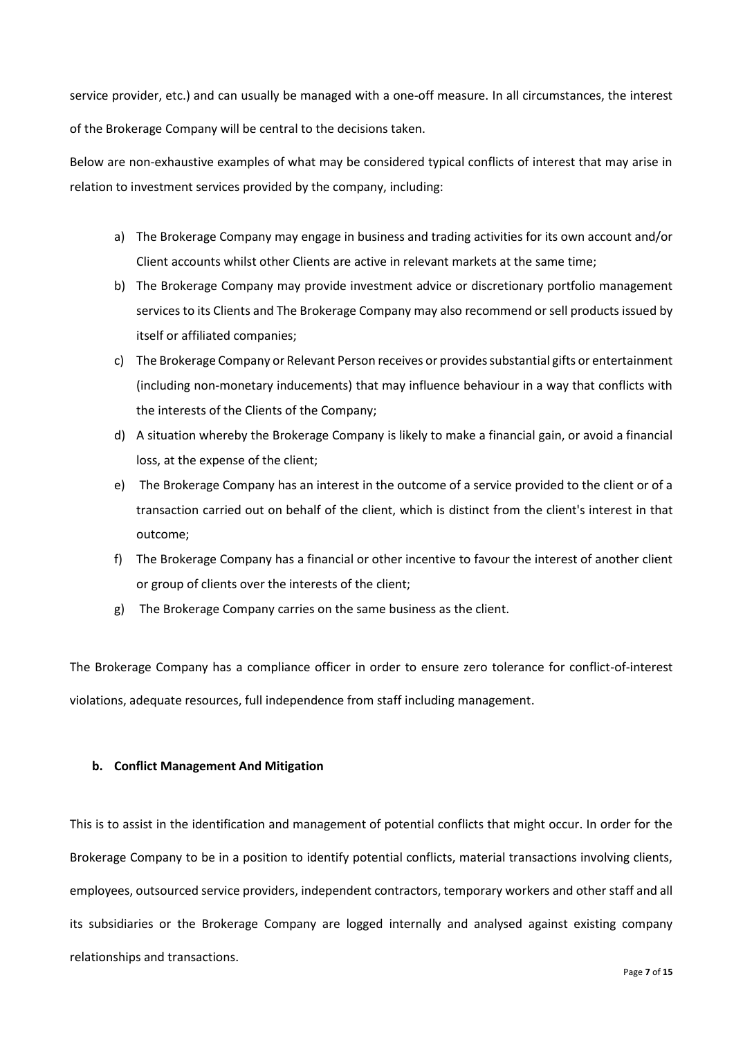service provider, etc.) and can usually be managed with a one-off measure. In all circumstances, the interest of the Brokerage Company will be central to the decisions taken.

Below are non-exhaustive examples of what may be considered typical conflicts of interest that may arise in relation to investment services provided by the company, including:

a) The Brokerage Company may engage in business and trading activities for its own account and/or Client accounts whilst other Clients are active in relevant markets at the same time;
b) The Brokerage Company may provide investment advice or discretionary portfolio management services to its Clients and The Brokerage Company may also recommend or sell products issued by itself or affiliated companies;
c) The Brokerage Company or Relevant Person receives or provides substantial gifts or entertainment (including non-monetary inducements) that may influence behaviour in a way that conflicts with the interests of the Clients of the Company;
d) A situation whereby the Brokerage Company is likely to make a financial gain, or avoid a financial loss, at the expense of the client;
e) The Brokerage Company has an interest in the outcome of a service provided to the client or of a transaction carried out on behalf of the client, which is distinct from the client's interest in that outcome;
f) The Brokerage Company has a financial or other incentive to favour the interest of another client or group of clients over the interests of the client;
g) The Brokerage Company carries on the same business as the client.

The Brokerage Company has a compliance officer in order to ensure zero tolerance for conflict-of-interest violations, adequate resources, full independence from staff including management.

**b. Conflict Management And Mitigation**

This is to assist in the identification and management of potential conflicts that might occur. In order for the Brokerage Company to be in a position to identify potential conflicts, material transactions involving clients, employees, outsourced service providers, independent contractors, temporary workers and other staff and all its subsidiaries or the Brokerage Company are logged internally and analysed against existing company relationships and transactions.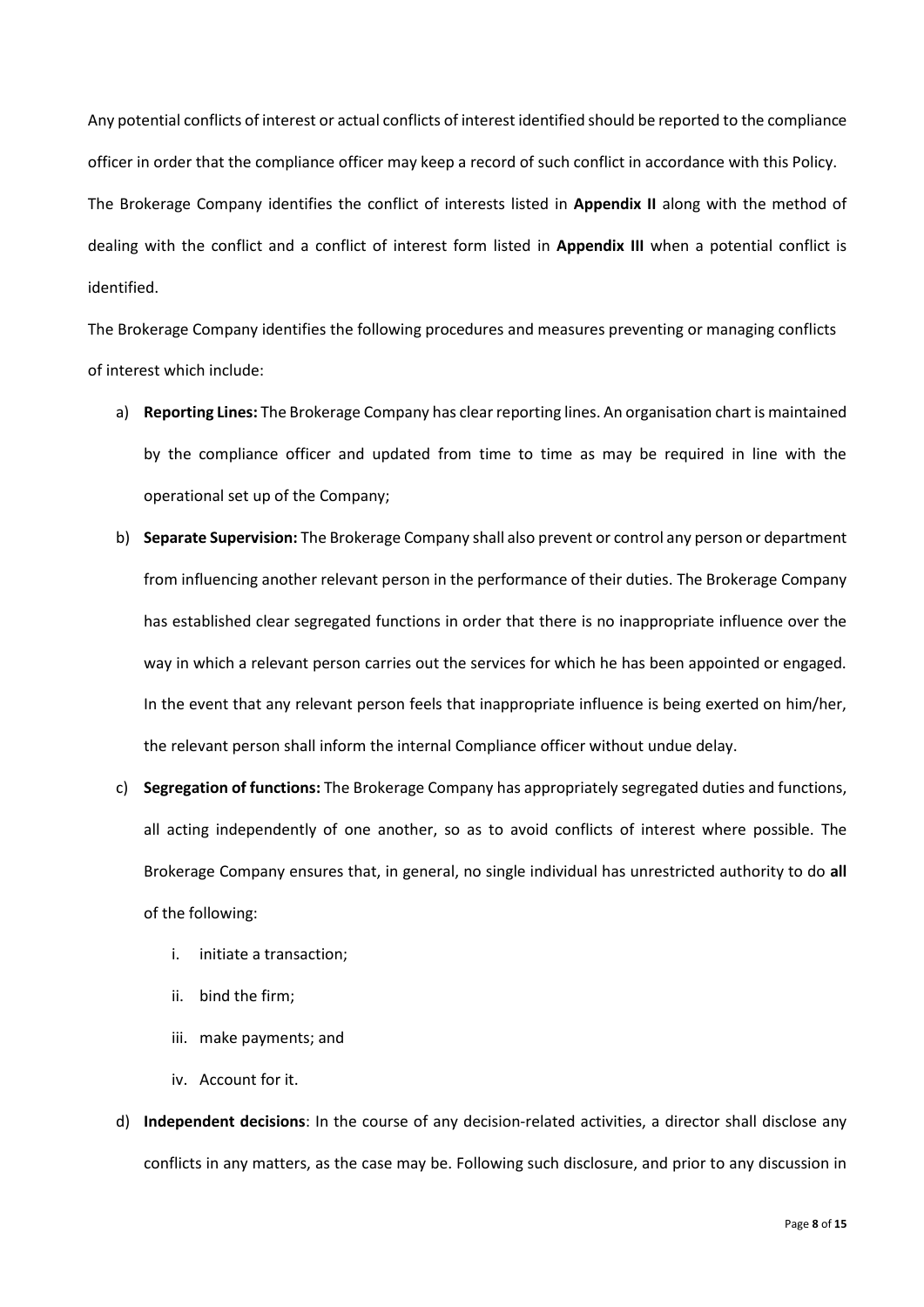Any potential conflicts of interest or actual conflicts of interest identified should be reported to the compliance officer in order that the compliance officer may keep a record of such conflict in accordance with this Policy.

The Brokerage Company identifies the conflict of interests listed in **Appendix II** along with the method of dealing with the conflict and a conflict of interest form listed in **Appendix III** when a potential conflict is identified.

The Brokerage Company identifies the following procedures and measures preventing or managing conflicts of interest which include:

a) **Reporting Lines:** The Brokerage Company has clear reporting lines. An organisation chart is maintained by the compliance officer and updated from time to time as may be required in line with the operational set up of the Company;

b) **Separate Supervision:** The Brokerage Company shall also prevent or control any person or department from influencing another relevant person in the performance of their duties. The Brokerage Company has established clear segregated functions in order that there is no inappropriate influence over the way in which a relevant person carries out the services for which he has been appointed or engaged. In the event that any relevant person feels that inappropriate influence is being exerted on him/her, the relevant person shall inform the internal Compliance officer without undue delay.

c) **Segregation of functions:** The Brokerage Company has appropriately segregated duties and functions, all acting independently of one another, so as to avoid conflicts of interest where possible. The Brokerage Company ensures that, in general, no single individual has unrestricted authority to do **all** of the following:

    i. initiate a transaction;
    ii. bind the firm;
    iii. make payments; and
    iv. Account for it.

d) **Independent decisions**: In the course of any decision-related activities, a director shall disclose any conflicts in any matters, as the case may be. Following such disclosure, and prior to any discussion in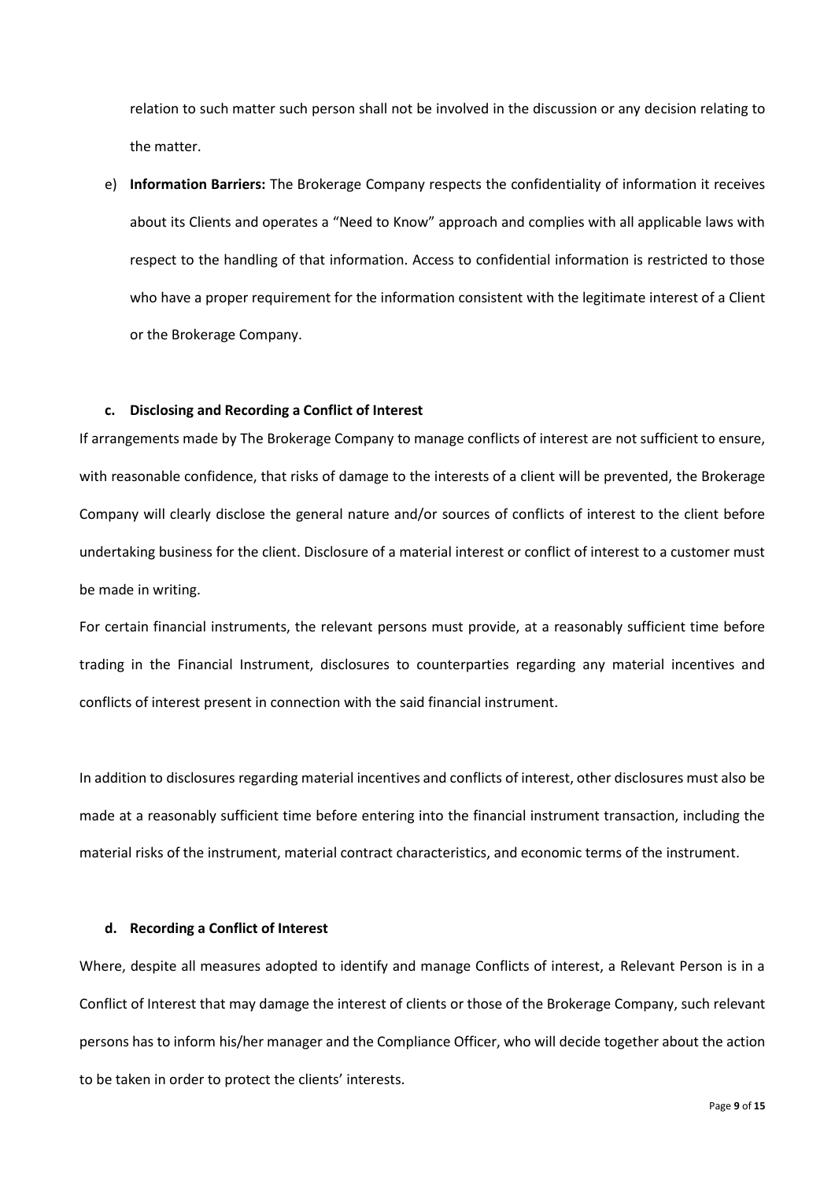relation to such matter such person shall not be involved in the discussion or any decision relating to the matter.

e) **Information Barriers:** The Brokerage Company respects the confidentiality of information it receives about its Clients and operates a "Need to Know" approach and complies with all applicable laws with respect to the handling of that information. Access to confidential information is restricted to those who have a proper requirement for the information consistent with the legitimate interest of a Client or the Brokerage Company.

#### c. Disclosing and Recording a Conflict of Interest

If arrangements made by The Brokerage Company to manage conflicts of interest are not sufficient to ensure, with reasonable confidence, that risks of damage to the interests of a client will be prevented, the Brokerage Company will clearly disclose the general nature and/or sources of conflicts of interest to the client before undertaking business for the client. Disclosure of a material interest or conflict of interest to a customer must be made in writing.

For certain financial instruments, the relevant persons must provide, at a reasonably sufficient time before trading in the Financial Instrument, disclosures to counterparties regarding any material incentives and conflicts of interest present in connection with the said financial instrument.

In addition to disclosures regarding material incentives and conflicts of interest, other disclosures must also be made at a reasonably sufficient time before entering into the financial instrument transaction, including the material risks of the instrument, material contract characteristics, and economic terms of the instrument.

#### d. Recording a Conflict of Interest

Where, despite all measures adopted to identify and manage Conflicts of interest, a Relevant Person is in a Conflict of Interest that may damage the interest of clients or those of the Brokerage Company, such relevant persons has to inform his/her manager and the Compliance Officer, who will decide together about the action to be taken in order to protect the clients' interests.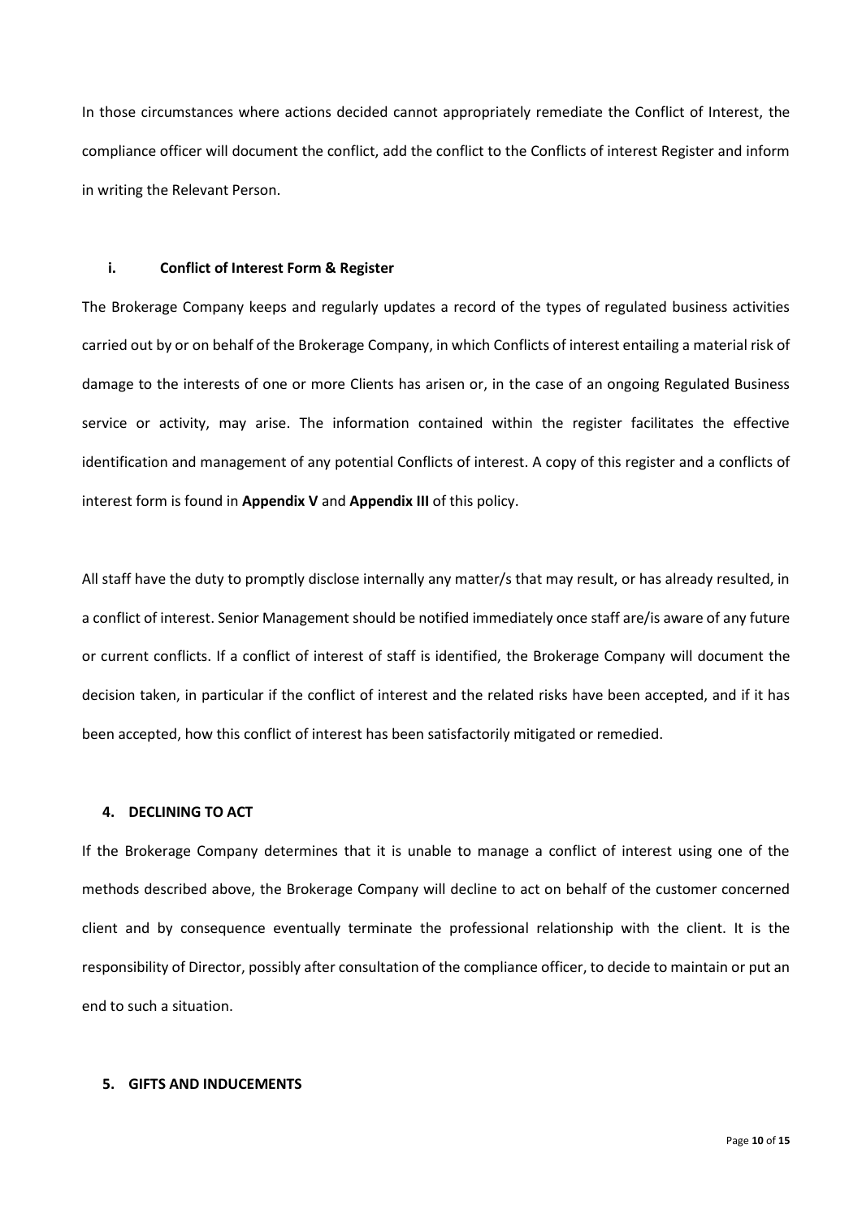In those circumstances where actions decided cannot appropriately remediate the Conflict of Interest, the compliance officer will document the conflict, add the conflict to the Conflicts of interest Register and inform in writing the Relevant Person.

### i. Conflict of Interest Form & Register

The Brokerage Company keeps and regularly updates a record of the types of regulated business activities carried out by or on behalf of the Brokerage Company, in which Conflicts of interest entailing a material risk of damage to the interests of one or more Clients has arisen or, in the case of an ongoing Regulated Business service or activity, may arise. The information contained within the register facilitates the effective identification and management of any potential Conflicts of interest. A copy of this register and a conflicts of interest form is found in **Appendix V** and **Appendix III** of this policy.

All staff have the duty to promptly disclose internally any matter/s that may result, or has already resulted, in a conflict of interest. Senior Management should be notified immediately once staff are/is aware of any future or current conflicts. If a conflict of interest of staff is identified, the Brokerage Company will document the decision taken, in particular if the conflict of interest and the related risks have been accepted, and if it has been accepted, how this conflict of interest has been satisfactorily mitigated or remedied.

## 4. DECLINING TO ACT

If the Brokerage Company determines that it is unable to manage a conflict of interest using one of the methods described above, the Brokerage Company will decline to act on behalf of the customer concerned client and by consequence eventually terminate the professional relationship with the client. It is the responsibility of Director, possibly after consultation of the compliance officer, to decide to maintain or put an end to such a situation.

## 5. GIFTS AND INDUCEMENTS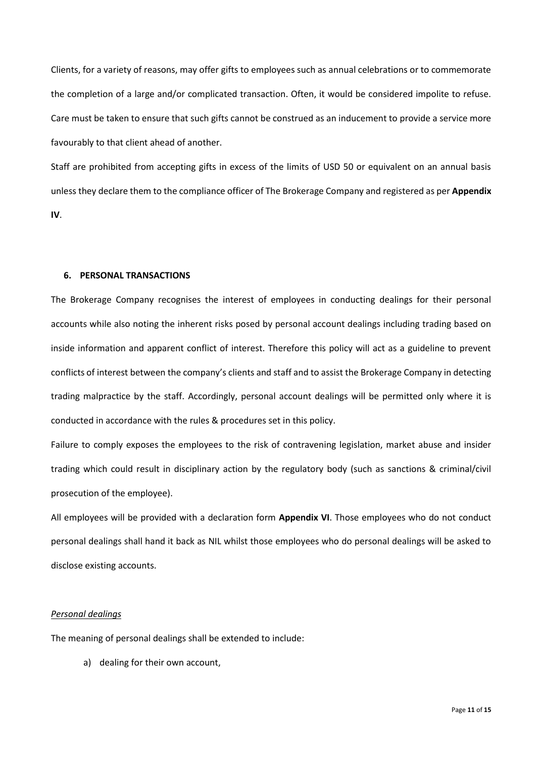Clients, for a variety of reasons, may offer gifts to employees such as annual celebrations or to commemorate the completion of a large and/or complicated transaction. Often, it would be considered impolite to refuse. Care must be taken to ensure that such gifts cannot be construed as an inducement to provide a service more favourably to that client ahead of another.

Staff are prohibited from accepting gifts in excess of the limits of USD 50 or equivalent on an annual basis unless they declare them to the compliance officer of The Brokerage Company and registered as per **Appendix IV**.

## 6. PERSONAL TRANSACTIONS

The Brokerage Company recognises the interest of employees in conducting dealings for their personal accounts while also noting the inherent risks posed by personal account dealings including trading based on inside information and apparent conflict of interest. Therefore this policy will act as a guideline to prevent conflicts of interest between the company's clients and staff and to assist the Brokerage Company in detecting trading malpractice by the staff. Accordingly, personal account dealings will be permitted only where it is conducted in accordance with the rules & procedures set in this policy.

Failure to comply exposes the employees to the risk of contravening legislation, market abuse and insider trading which could result in disciplinary action by the regulatory body (such as sanctions & criminal/civil prosecution of the employee).

All employees will be provided with a declaration form **Appendix VI**. Those employees who do not conduct personal dealings shall hand it back as NIL whilst those employees who do personal dealings will be asked to disclose existing accounts.

*Personal dealings*

The meaning of personal dealings shall be extended to include:

a) dealing for their own account,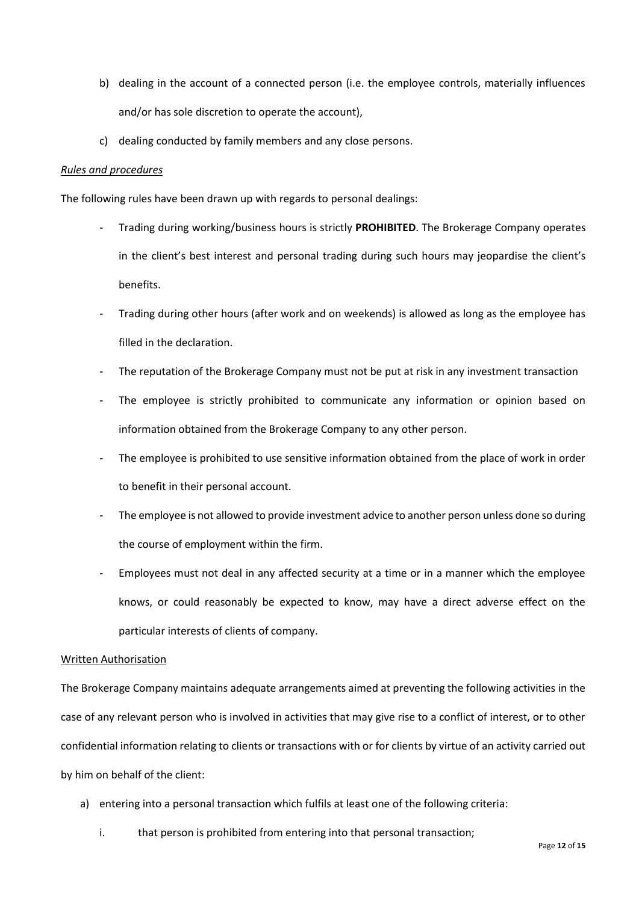b) dealing in the account of a connected person (i.e. the employee controls, materially influences and/or has sole discretion to operate the account),

c) dealing conducted by family members and any close persons.

*Rules and procedures*

The following rules have been drawn up with regards to personal dealings:

- Trading during working/business hours is strictly **PROHIBITED**. The Brokerage Company operates in the client's best interest and personal trading during such hours may jeopardise the client's benefits.
- Trading during other hours (after work and on weekends) is allowed as long as the employee has filled in the declaration.
- The reputation of the Brokerage Company must not be put at risk in any investment transaction
- The employee is strictly prohibited to communicate any information or opinion based on information obtained from the Brokerage Company to any other person.
- The employee is prohibited to use sensitive information obtained from the place of work in order to benefit in their personal account.
- The employee is not allowed to provide investment advice to another person unless done so during the course of employment within the firm.
- Employees must not deal in any affected security at a time or in a manner which the employee knows, or could reasonably be expected to know, may have a direct adverse effect on the particular interests of clients of company.

<u>Written Authorisation</u>

The Brokerage Company maintains adequate arrangements aimed at preventing the following activities in the case of any relevant person who is involved in activities that may give rise to a conflict of interest, or to other confidential information relating to clients or transactions with or for clients by virtue of an activity carried out by him on behalf of the client:

a) entering into a personal transaction which fulfils at least one of the following criteria:

   i. that person is prohibited from entering into that personal transaction;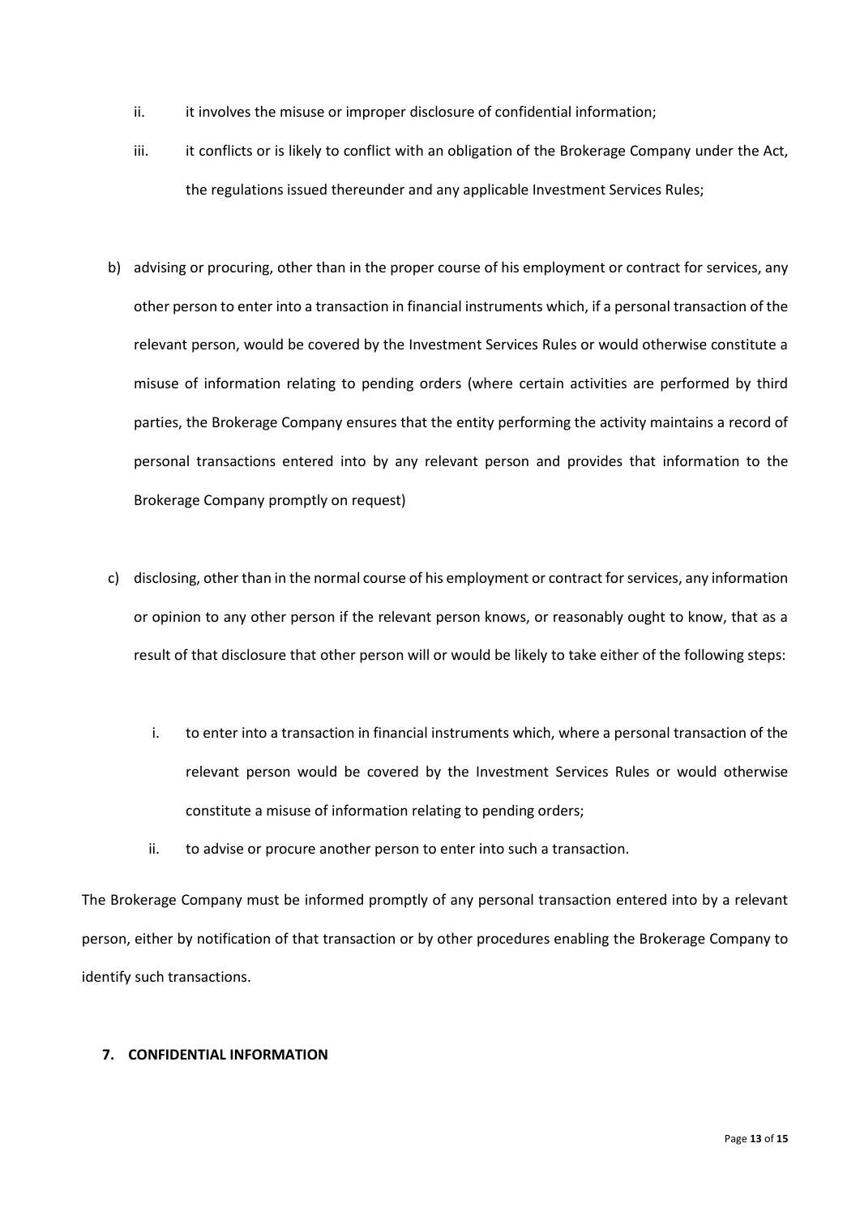ii. it involves the misuse or improper disclosure of confidential information;

   iii. it conflicts or is likely to conflict with an obligation of the Brokerage Company under the Act, the regulations issued thereunder and any applicable Investment Services Rules;

b) advising or procuring, other than in the proper course of his employment or contract for services, any other person to enter into a transaction in financial instruments which, if a personal transaction of the relevant person, would be covered by the Investment Services Rules or would otherwise constitute a misuse of information relating to pending orders (where certain activities are performed by third parties, the Brokerage Company ensures that the entity performing the activity maintains a record of personal transactions entered into by any relevant person and provides that information to the Brokerage Company promptly on request)

c) disclosing, other than in the normal course of his employment or contract for services, any information or opinion to any other person if the relevant person knows, or reasonably ought to know, that as a result of that disclosure that other person will or would be likely to take either of the following steps:

   i. to enter into a transaction in financial instruments which, where a personal transaction of the relevant person would be covered by the Investment Services Rules or would otherwise constitute a misuse of information relating to pending orders;

   ii. to advise or procure another person to enter into such a transaction.

The Brokerage Company must be informed promptly of any personal transaction entered into by a relevant person, either by notification of that transaction or by other procedures enabling the Brokerage Company to identify such transactions.

## 7. CONFIDENTIAL INFORMATION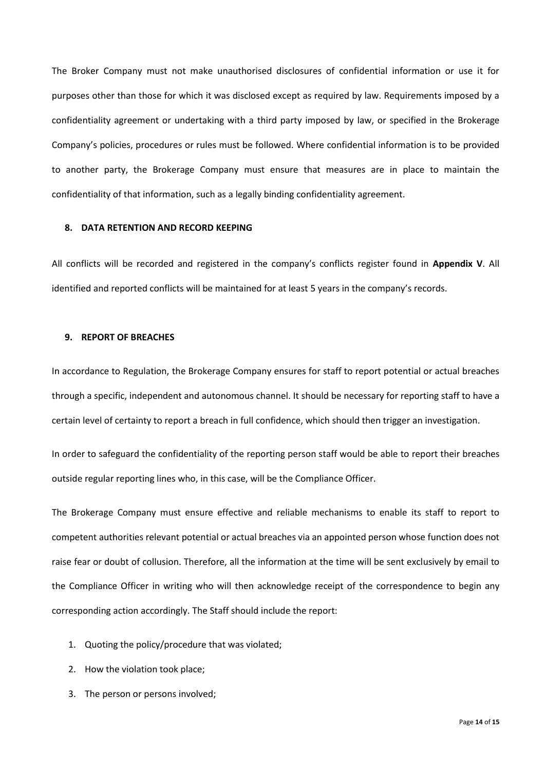The Broker Company must not make unauthorised disclosures of confidential information or use it for purposes other than those for which it was disclosed except as required by law. Requirements imposed by a confidentiality agreement or undertaking with a third party imposed by law, or specified in the Brokerage Company's policies, procedures or rules must be followed. Where confidential information is to be provided to another party, the Brokerage Company must ensure that measures are in place to maintain the confidentiality of that information, such as a legally binding confidentiality agreement.

## 8. DATA RETENTION AND RECORD KEEPING

All conflicts will be recorded and registered in the company's conflicts register found in **Appendix V**. All identified and reported conflicts will be maintained for at least 5 years in the company's records.

## 9. REPORT OF BREACHES

In accordance to Regulation, the Brokerage Company ensures for staff to report potential or actual breaches through a specific, independent and autonomous channel. It should be necessary for reporting staff to have a certain level of certainty to report a breach in full confidence, which should then trigger an investigation.

In order to safeguard the confidentiality of the reporting person staff would be able to report their breaches outside regular reporting lines who, in this case, will be the Compliance Officer.

The Brokerage Company must ensure effective and reliable mechanisms to enable its staff to report to competent authorities relevant potential or actual breaches via an appointed person whose function does not raise fear or doubt of collusion. Therefore, all the information at the time will be sent exclusively by email to the Compliance Officer in writing who will then acknowledge receipt of the correspondence to begin any corresponding action accordingly. The Staff should include the report:

1. Quoting the policy/procedure that was violated;
2. How the violation took place;
3. The person or persons involved;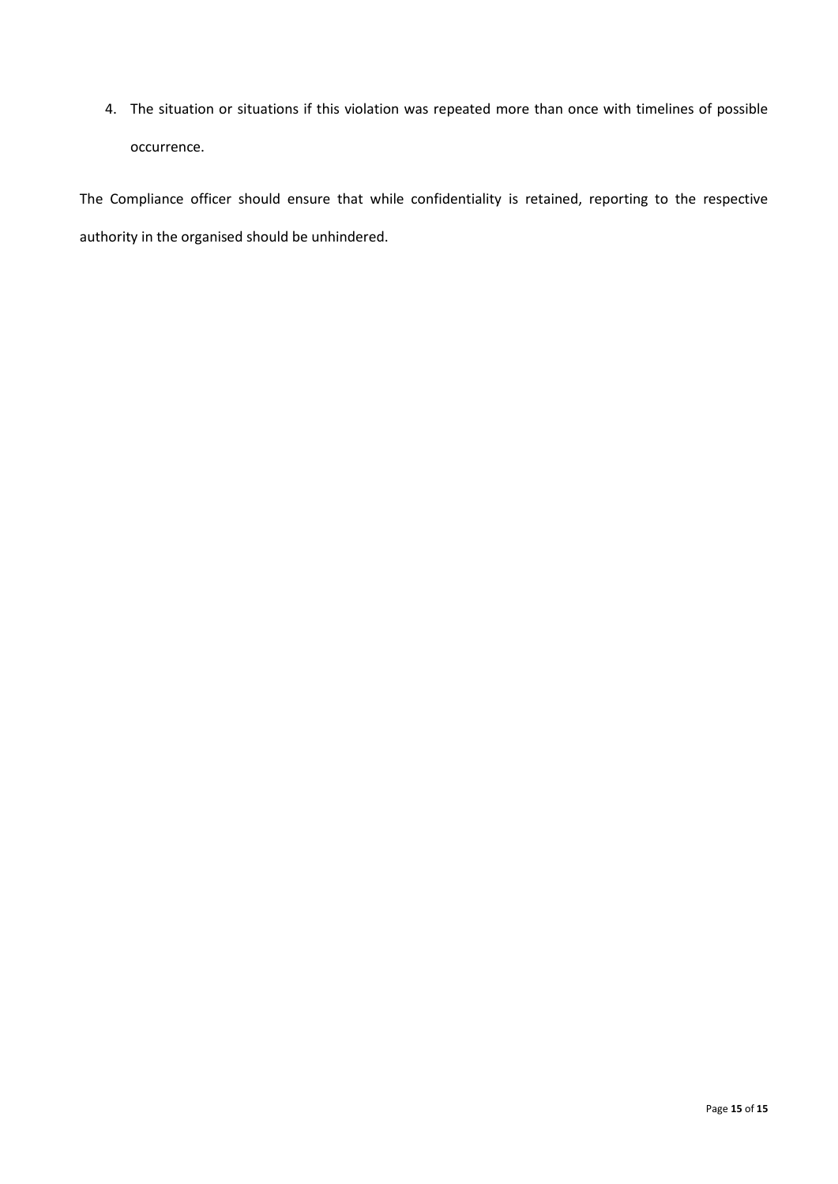4. The situation or situations if this violation was repeated more than once with timelines of possible occurrence.

The Compliance officer should ensure that while confidentiality is retained, reporting to the respective authority in the organised should be unhindered.